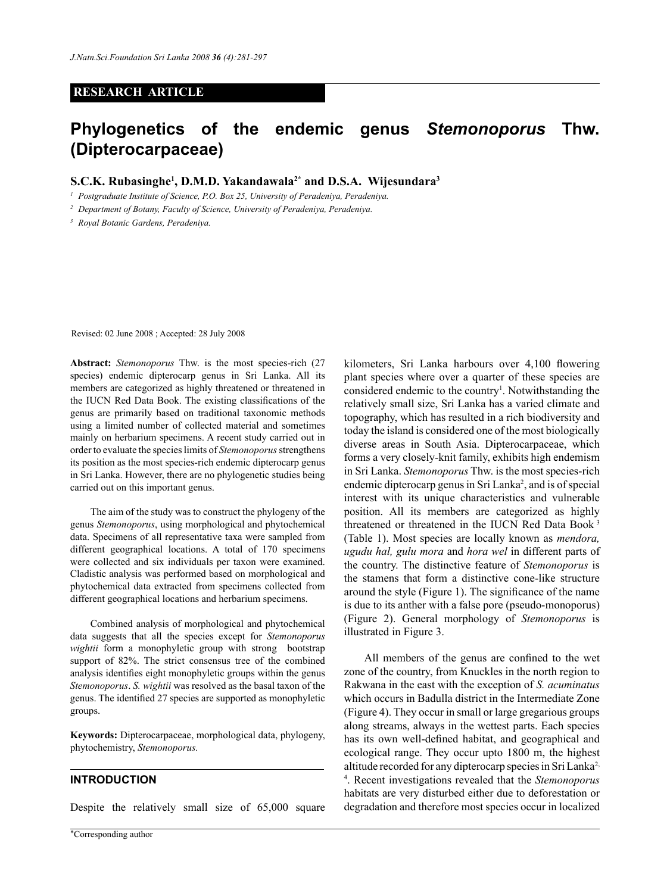**RESEARCH ARTICLE**

# Phylogenetics of the endemic genus *Stemonoporus* Thw. (Dipterocarpaceae)

**S.C.K. Rubasinghe[1], D.M.D. Yakandawala[2*] and D.S.A. Wijesundara[3]**

[1] *Postgraduate Institute of Science, P.O. Box 25, University of Peradeniya, Peradeniya.*

[2] *Department of Botany, Faculty of Science, University of Peradeniya, Peradeniya.*

[3] *Royal Botanic Gardens, Peradeniya.*

Revised: 02 June 2008 ; Accepted: 28 July 2008

**Abstract:** *Stemonoporus* Thw. is the most species-rich (27 species) endemic dipterocarp genus in Sri Lanka. All its members are categorized as highly threatened or threatened in the IUCN Red Data Book. The existing classifications of the genus are primarily based on traditional taxonomic methods using a limited number of collected material and sometimes mainly on herbarium specimens. A recent study carried out in order to evaluate the species limits of *Stemonoporus* strengthens its position as the most species-rich endemic dipterocarp genus in Sri Lanka. However, there are no phylogenetic studies being carried out on this important genus.

The aim of the study was to construct the phylogeny of the genus *Stemonoporus*, using morphological and phytochemical data. Specimens of all representative taxa were sampled from different geographical locations. A total of 170 specimens were collected and six individuals per taxon were examined. Cladistic analysis was performed based on morphological and phytochemical data extracted from specimens collected from different geographical locations and herbarium specimens.

Combined analysis of morphological and phytochemical data suggests that all the species except for *Stemonoporus wightii* form a monophyletic group with strong bootstrap support of 82%. The strict consensus tree of the combined analysis identifies eight monophyletic groups within the genus *Stemonoporus*. *S. wightii* was resolved as the basal taxon of the genus. The identified 27 species are supported as monophyletic groups.

**Keywords:** Dipterocarpaceae, morphological data, phylogeny, phytochemistry, *Stemonoporus.*

## INTRODUCTION

Despite the relatively small size of 65,000 square kilometers, Sri Lanka harbours over 4,100 flowering plant species where over a quarter of these species are considered endemic to the country[1]. Notwithstanding the relatively small size, Sri Lanka has a varied climate and topography, which has resulted in a rich biodiversity and today the island is considered one of the most biologically diverse areas in South Asia. Dipterocarpaceae, which forms a very closely-knit family, exhibits high endemism in Sri Lanka. *Stemonoporus* Thw. is the most species-rich endemic dipterocarp genus in Sri Lanka[2], and is of special interest with its unique characteristics and vulnerable position. All its members are categorized as highly threatened or threatened in the IUCN Red Data Book [3] (Table 1). Most species are locally known as *mendora, ugudu hal, gulu mora* and *hora wel* in different parts of the country. The distinctive feature of *Stemonoporus* is the stamens that form a distinctive cone-like structure around the style (Figure 1). The significance of the name is due to its anther with a false pore (pseudo-monoporus) (Figure 2). General morphology of *Stemonoporus* is illustrated in Figure 3.

All members of the genus are confined to the wet zone of the country, from Knuckles in the north region to Rakwana in the east with the exception of *S. acuminatus* which occurs in Badulla district in the Intermediate Zone (Figure 4). They occur in small or large gregarious groups along streams, always in the wettest parts. Each species has its own well-defined habitat, and geographical and ecological range. They occur upto 1800 m, the highest altitude recorded for any dipterocarp species in Sri Lanka[2, 4]. Recent investigations revealed that the *Stemonoporus* habitats are very disturbed either due to deforestation or degradation and therefore most species occur in localized

*Corresponding author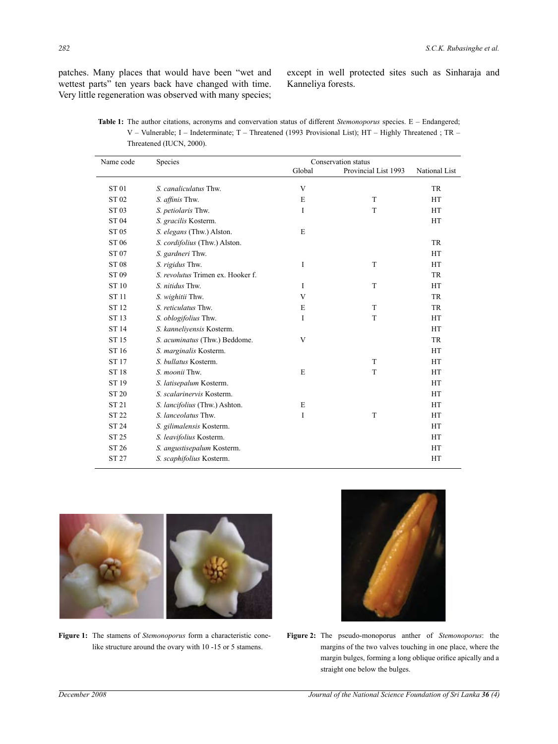patches. Many places that would have been "wet and wettest parts" ten years back have changed with time. Very little regeneration was observed with many species; except in well protected sites such as Sinharaja and Kanneliya forests.

**Table 1:** The author citations, acronyms and convervation status of different *Stemonoporus* species. E – Endangered; V – Vulnerable; I – Indeterminate; T – Threatened (1993 Provisional List); HT – Highly Threatened ; TR – Threatened (IUCN, 2000).

| Name code | Species | Conservation status | | |
|---|---|---|---|---|
| | | Global | Provincial List 1993 | National List |
| ST 01 | *S. canaliculatus* Thw. | V | | TR |
| ST 02 | *S. affinis* Thw. | E | T | HT |
| ST 03 | *S. petiolaris* Thw. | I | T | HT |
| ST 04 | *S. gracilis* Kosterm. | | | HT |
| ST 05 | *S. elegans* (Thw.) Alston. | E | | |
| ST 06 | *S. cordifolius* (Thw.) Alston. | | | TR |
| ST 07 | *S. gardneri* Thw. | | | HT |
| ST 08 | *S. rigidus* Thw. | I | T | HT |
| ST 09 | *S. revolutus* Trimen ex. Hooker f. | | | TR |
| ST 10 | *S. nitidus* Thw. | I | T | HT |
| ST 11 | *S. wighitii* Thw. | V | | TR |
| ST 12 | *S. reticulatus* Thw. | E | T | TR |
| ST 13 | *S. oblogifolius* Thw. | I | T | HT |
| ST 14 | *S. kanneliyensis* Kosterm. | | | HT |
| ST 15 | *S. acuminatus* (Thw.) Beddome. | V | | TR |
| ST 16 | *S. marginalis* Kosterm. | | | HT |
| ST 17 | *S. bullatus* Kosterm. | | T | HT |
| ST 18 | *S. moonii* Thw. | E | T | HT |
| ST 19 | *S. latisepalum* Kosterm. | | | HT |
| ST 20 | *S. scalarinervis* Kosterm. | | | HT |
| ST 21 | *S. lancifolius* (Thw.) Ashton. | E | | HT |
| ST 22 | *S. lanceolatus* Thw. | I | T | HT |
| ST 24 | *S. gilimalensis* Kosterm. | | | HT |
| ST 25 | *S. leavifolius* Kosterm. | | | HT |
| ST 26 | *S. angustisepalum* Kosterm. | | | HT |
| ST 27 | *S. scaphifolius* Kosterm. | | | HT |

**Figure 1:** The stamens of *Stemonoporus* form a characteristic cone-like structure around the ovary with 10 -15 or 5 stamens.

**Figure 2:** The pseudo-monoporus anther of *Stemonoporus*: the margins of the two valves touching in one place, where the margin bulges, forming a long oblique orifice apically and a straight one below the bulges.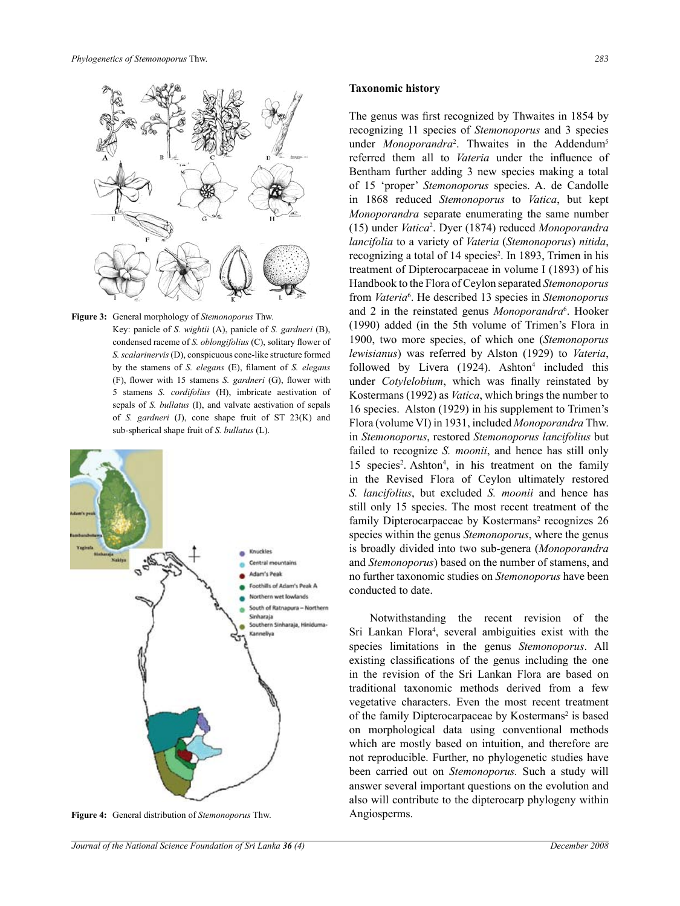Figure 3: General morphology of *Stemonoporus* Thw. Key: panicle of *S. wightii* (A), panicle of *S. gardneri* (B), condensed raceme of *S. oblongifolius* (C), solitary flower of *S. scalarinervis* (D), conspicuous cone-like structure formed by the stamens of *S. elegans* (E), filament of *S. elegans* (F), flower with 15 stamens *S. gardneri* (G), flower with 5 stamens *S. cordifolius* (H), imbricate aestivation of sepals of *S. bullatus* (I), and valvate aestivation of sepals of *S. gardneri* (J), cone shape fruit of ST 23(K) and sub-spherical shape fruit of *S. bullatus* (L).

Figure 4: General distribution of *Stemonoporus* Thw.

## Taxonomic history

The genus was first recognized by Thwaites in 1854 by recognizing 11 species of *Stemonoporus* and 3 species under *Monoporandra*[2]. Thwaites in the Addendum[5] referred them all to *Vateria* under the influence of Bentham further adding 3 new species making a total of 15 'proper' *Stemonoporus* species. A. de Candolle in 1868 reduced *Stemonoporus* to *Vatica*, but kept *Monoporandra* separate enumerating the same number (15) under *Vatica*[2]. Dyer (1874) reduced *Monoporandra lancifolia* to a variety of *Vateria* (*Stemonoporus*) *nitida*, recognizing a total of 14 species[2]. In 1893, Trimen in his treatment of Dipterocarpaceae in volume I (1893) of his Handbook to the Flora of Ceylon separated *Stemonoporus* from *Vateria*[6]. He described 13 species in *Stemonoporus* and 2 in the reinstated genus *Monoporandra*[6]. Hooker (1990) added (in the 5th volume of Trimen's Flora in 1900, two more species, of which one (*Stemonoporus lewisianus*) was referred by Alston (1929) to *Vateria*, followed by Livera (1924). Ashton[4] included this under *Cotylelobium*, which was finally reinstated by Kostermans (1992) as *Vatica*, which brings the number to 16 species. Alston (1929) in his supplement to Trimen's Flora (volume VI) in 1931, included *Monoporandra* Thw. in *Stemonoporus*, restored *Stemonoporus lancifolius* but failed to recognize *S. moonii*, and hence has still only 15 species[2]. Ashton[4], in his treatment on the family in the Revised Flora of Ceylon ultimately restored *S. lancifolius*, but excluded *S. moonii* and hence has still only 15 species. The most recent treatment of the family Dipterocarpaceae by Kostermans[2] recognizes 26 species within the genus *Stemonoporus*, where the genus is broadly divided into two sub-genera (*Monoporandra* and *Stemonoporus*) based on the number of stamens, and no further taxonomic studies on *Stemonoporus* have been conducted to date.

Notwithstanding the recent revision of the Sri Lankan Flora[4], several ambiguities exist with the species limitations in the genus *Stemonoporus*. All existing classifications of the genus including the one in the revision of the Sri Lankan Flora are based on traditional taxonomic methods derived from a few vegetative characters. Even the most recent treatment of the family Dipterocarpaceae by Kostermans[2] is based on morphological data using conventional methods which are mostly based on intuition, and therefore are not reproducible. Further, no phylogenetic studies have been carried out on *Stemonoporus*. Such a study will answer several important questions on the evolution and also will contribute to the dipterocarp phylogeny within Angiosperms.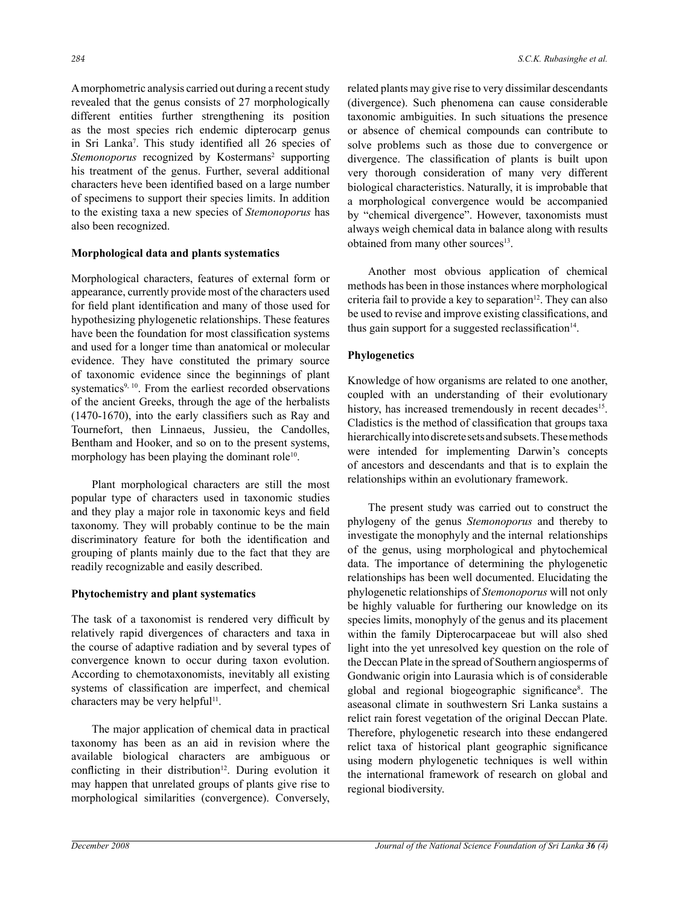A morphometric analysis carried out during a recent study revealed that the genus consists of 27 morphologically different entities further strengthening its position as the most species rich endemic dipterocarp genus in Sri Lanka[7]. This study identified all 26 species of *Stemonoporus* recognized by Kostermans[2] supporting his treatment of the genus. Further, several additional characters heve been identified based on a large number of specimens to support their species limits. In addition to the existing taxa a new species of *Stemonoporus* has also been recognized.

**Morphological data and plants systematics**

Morphological characters, features of external form or appearance, currently provide most of the characters used for field plant identification and many of those used for hypothesizing phylogenetic relationships. These features have been the foundation for most classification systems and used for a longer time than anatomical or molecular evidence. They have constituted the primary source of taxonomic evidence since the beginnings of plant systematics[9, 10]. From the earliest recorded observations of the ancient Greeks, through the age of the herbalists (1470-1670), into the early classifiers such as Ray and Tournefort, then Linnaeus, Jussieu, the Candolles, Bentham and Hooker, and so on to the present systems, morphology has been playing the dominant role[10].

Plant morphological characters are still the most popular type of characters used in taxonomic studies and they play a major role in taxonomic keys and field taxonomy. They will probably continue to be the main discriminatory feature for both the identification and grouping of plants mainly due to the fact that they are readily recognizable and easily described.

**Phytochemistry and plant systematics**

The task of a taxonomist is rendered very difficult by relatively rapid divergences of characters and taxa in the course of adaptive radiation and by several types of convergence known to occur during taxon evolution. According to chemotaxonomists, inevitably all existing systems of classification are imperfect, and chemical characters may be very helpful[11].

The major application of chemical data in practical taxonomy has been as an aid in revision where the available biological characters are ambiguous or conflicting in their distribution[12]. During evolution it may happen that unrelated groups of plants give rise to morphological similarities (convergence). Conversely, related plants may give rise to very dissimilar descendants (divergence). Such phenomena can cause considerable taxonomic ambiguities. In such situations the presence or absence of chemical compounds can contribute to solve problems such as those due to convergence or divergence. The classification of plants is built upon very thorough consideration of many very different biological characteristics. Naturally, it is improbable that a morphological convergence would be accompanied by "chemical divergence". However, taxonomists must always weigh chemical data in balance along with results obtained from many other sources[13].

Another most obvious application of chemical methods has been in those instances where morphological criteria fail to provide a key to separation[12]. They can also be used to revise and improve existing classifications, and thus gain support for a suggested reclassification[14].

**Phylogenetics**

Knowledge of how organisms are related to one another, coupled with an understanding of their evolutionary history, has increased tremendously in recent decades[15]. Cladistics is the method of classification that groups taxa hierarchically into discrete sets and subsets. These methods were intended for implementing Darwin's concepts of ancestors and descendants and that is to explain the relationships within an evolutionary framework.

The present study was carried out to construct the phylogeny of the genus *Stemonoporus* and thereby to investigate the monophyly and the internal relationships of the genus, using morphological and phytochemical data. The importance of determining the phylogenetic relationships has been well documented. Elucidating the phylogenetic relationships of *Stemonoporus* will not only be highly valuable for furthering our knowledge on its species limits, monophyly of the genus and its placement within the family Dipterocarpaceae but will also shed light into the yet unresolved key question on the role of the Deccan Plate in the spread of Southern angiosperms of Gondwanic origin into Laurasia which is of considerable global and regional biogeographic significance[8]. The aseasonal climate in southwestern Sri Lanka sustains a relict rain forest vegetation of the original Deccan Plate. Therefore, phylogenetic research into these endangered relict taxa of historical plant geographic significance using modern phylogenetic techniques is well within the international framework of research on global and regional biodiversity.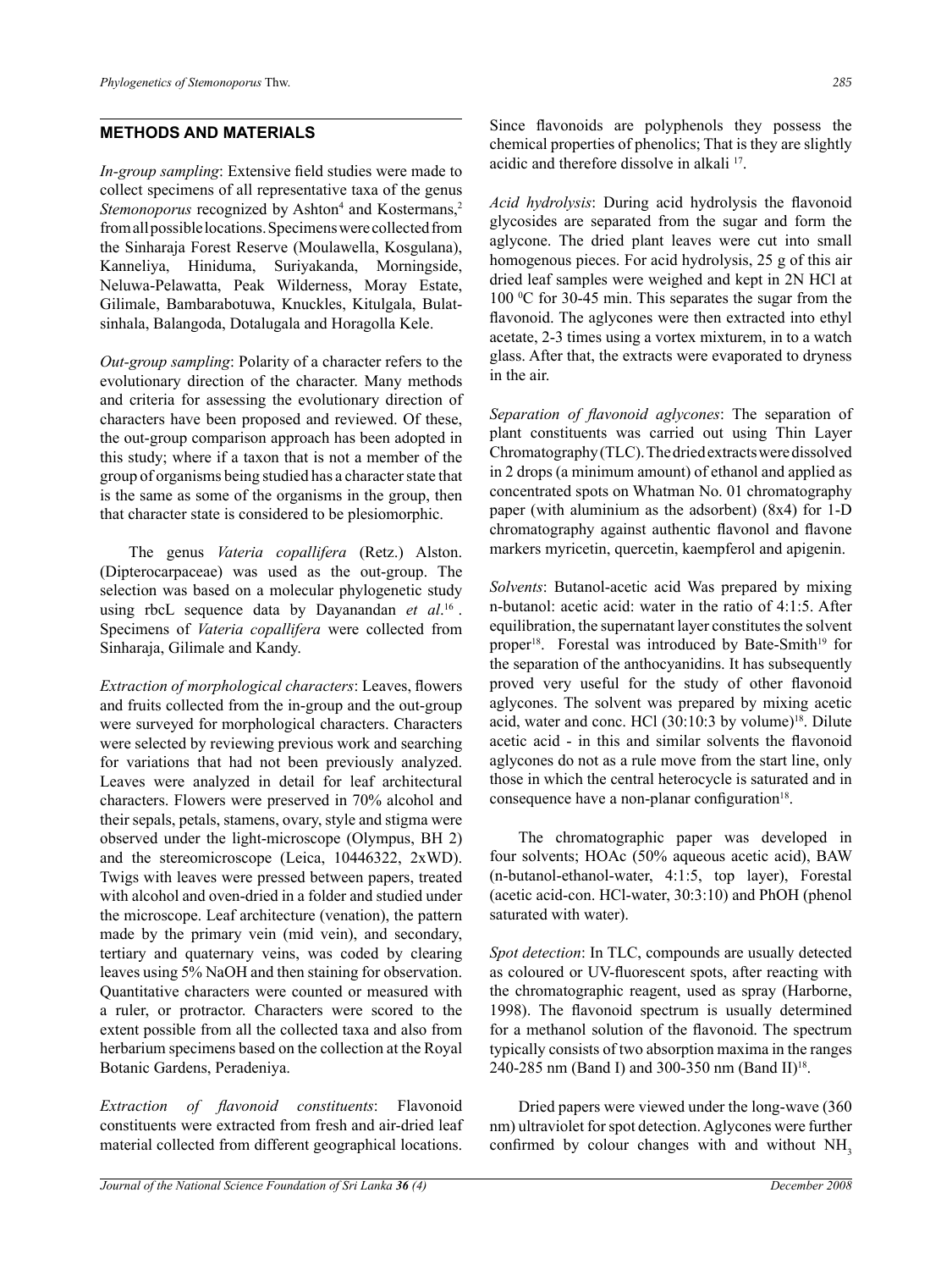## METHODS AND MATERIALS

*In-group sampling*: Extensive field studies were made to collect specimens of all representative taxa of the genus *Stemonoporus* recognized by Ashton[4] and Kostermans,[2] from all possible locations. Specimens were collected from the Sinharaja Forest Reserve (Moulawella, Kosgulana), Kanneliya, Hiniduma, Suriyakanda, Morningside, Neluwa-Pelawatta, Peak Wilderness, Moray Estate, Gilimale, Bambarabotuwa, Knuckles, Kitulgala, Bulat-sinhala, Balangoda, Dotalugala and Horagolla Kele.

*Out-group sampling*: Polarity of a character refers to the evolutionary direction of the character. Many methods and criteria for assessing the evolutionary direction of characters have been proposed and reviewed. Of these, the out-group comparison approach has been adopted in this study; where if a taxon that is not a member of the group of organisms being studied has a character state that is the same as some of the organisms in the group, then that character state is considered to be plesiomorphic.

The genus *Vateria copallifera* (Retz.) Alston. (Dipterocarpaceae) was used as the out-group. The selection was based on a molecular phylogenetic study using rbcL sequence data by Dayanandan *et al*.[16]. Specimens of *Vateria copallifera* were collected from Sinharaja, Gilimale and Kandy.

*Extraction of morphological characters*: Leaves, flowers and fruits collected from the in-group and the out-group were surveyed for morphological characters. Characters were selected by reviewing previous work and searching for variations that had not been previously analyzed. Leaves were analyzed in detail for leaf architectural characters. Flowers were preserved in 70% alcohol and their sepals, petals, stamens, ovary, style and stigma were observed under the light-microscope (Olympus, BH 2) and the stereomicroscope (Leica, 10446322, 2xWD). Twigs with leaves were pressed between papers, treated with alcohol and oven-dried in a folder and studied under the microscope. Leaf architecture (venation), the pattern made by the primary vein (mid vein), and secondary, tertiary and quaternary veins, was coded by clearing leaves using 5% NaOH and then staining for observation. Quantitative characters were counted or measured with a ruler, or protractor. Characters were scored to the extent possible from all the collected taxa and also from herbarium specimens based on the collection at the Royal Botanic Gardens, Peradeniya.

*Extraction of flavonoid constituents*: Flavonoid constituents were extracted from fresh and air-dried leaf material collected from different geographical locations. Since flavonoids are polyphenols they possess the chemical properties of phenolics; That is they are slightly acidic and therefore dissolve in alkali [17].

*Acid hydrolysis*: During acid hydrolysis the flavonoid glycosides are separated from the sugar and form the aglycone. The dried plant leaves were cut into small homogenous pieces. For acid hydrolysis, 25 g of this air dried leaf samples were weighed and kept in 2N HCl at 100 $^{0}$C for 30-45 min. This separates the sugar from the flavonoid. The aglycones were then extracted into ethyl acetate, 2-3 times using a vortex mixturem, in to a watch glass. After that, the extracts were evaporated to dryness in the air.

*Separation of flavonoid aglycones*: The separation of plant constituents was carried out using Thin Layer Chromatography (TLC). The dried extracts were dissolved in 2 drops (a minimum amount) of ethanol and applied as concentrated spots on Whatman No. 01 chromatography paper (with aluminium as the adsorbent) (8x4) for 1-D chromatography against authentic flavonol and flavone markers myricetin, quercetin, kaempferol and apigenin.

*Solvents*: Butanol-acetic acid Was prepared by mixing n-butanol: acetic acid: water in the ratio of 4:1:5. After equilibration, the supernatant layer constitutes the solvent proper[18]. Forestal was introduced by Bate-Smith[19] for the separation of the anthocyanidins. It has subsequently proved very useful for the study of other flavonoid aglycones. The solvent was prepared by mixing acetic acid, water and conc. HCl (30:10:3 by volume)[18]. Dilute acetic acid - in this and similar solvents the flavonoid aglycones do not as a rule move from the start line, only those in which the central heterocycle is saturated and in consequence have a non-planar configuration[18].

The chromatographic paper was developed in four solvents; HOAc (50% aqueous acetic acid), BAW (n-butanol-ethanol-water, 4:1:5, top layer), Forestal (acetic acid-con. HCl-water, 30:3:10) and PhOH (phenol saturated with water).

*Spot detection*: In TLC, compounds are usually detected as coloured or UV-fluorescent spots, after reacting with the chromatographic reagent, used as spray (Harborne, 1998). The flavonoid spectrum is usually determined for a methanol solution of the flavonoid. The spectrum typically consists of two absorption maxima in the ranges 240-285 nm (Band I) and 300-350 nm (Band II)[18].

Dried papers were viewed under the long-wave (360 nm) ultraviolet for spot detection. Aglycones were further confirmed by colour changes with and without $NH_3$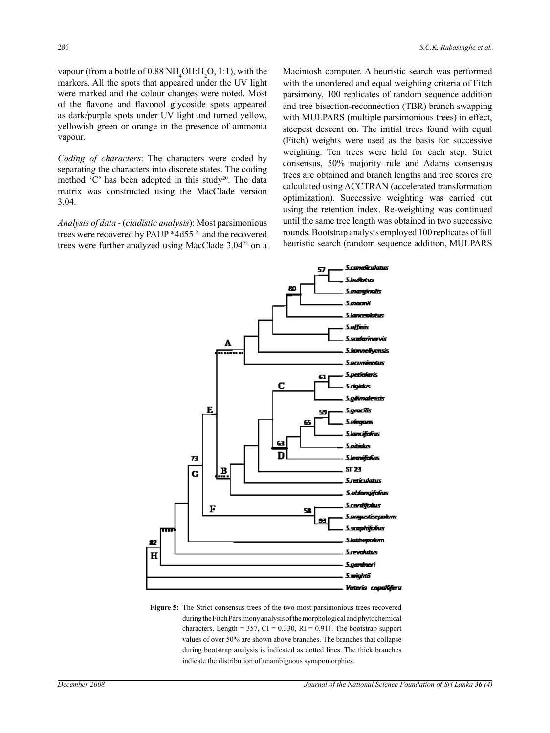vapour (from a bottle of 0.88 $NH_4OH:H_2O$, 1:1), with the markers. All the spots that appeared under the UV light were marked and the colour changes were noted. Most of the flavone and flavonol glycoside spots appeared as dark/purple spots under UV light and turned yellow, yellowish green or orange in the presence of ammonia vapour.

*Coding of characters*: The characters were coded by separating the characters into discrete states. The coding method 'C' has been adopted in this study[20]. The data matrix was constructed using the MacClade version 3.04.

*Analysis of data* - (*cladistic analysis*): Most parsimonious trees were recovered by PAUP *4d55 [21] and the recovered trees were further analyzed using MacClade 3.04[22] on a Macintosh computer. A heuristic search was performed with the unordered and equal weighting criteria of Fitch parsimony, 100 replicates of random sequence addition and tree bisection-reconnection (TBR) branch swapping with MULPARS (multiple parsimonious trees) in effect, steepest descent on. The initial trees found with equal (Fitch) weights were used as the basis for successive weighting. Ten trees were held for each step. Strict consensus, 50% majority rule and Adams consensus trees are obtained and branch lengths and tree scores are calculated using ACCTRAN (accelerated transformation optimization). Successive weighting was carried out using the retention index. Re-weighting was continued until the same tree length was obtained in two successive rounds. Bootstrap analysis employed 100 replicates of full heuristic search (random sequence addition, MULPARS

**Figure 5:** The Strict consensus trees of the two most parsimonious trees recovered during the Fitch Parsimony analysis of the morphological and phytochemical characters. Length = 357, CI = 0.330, RI = 0.911. The bootstrap support values of over 50% are shown above branches. The branches that collapse during bootstrap analysis is indicated as dotted lines. The thick branches indicate the distribution of unambiguous synapomorphies.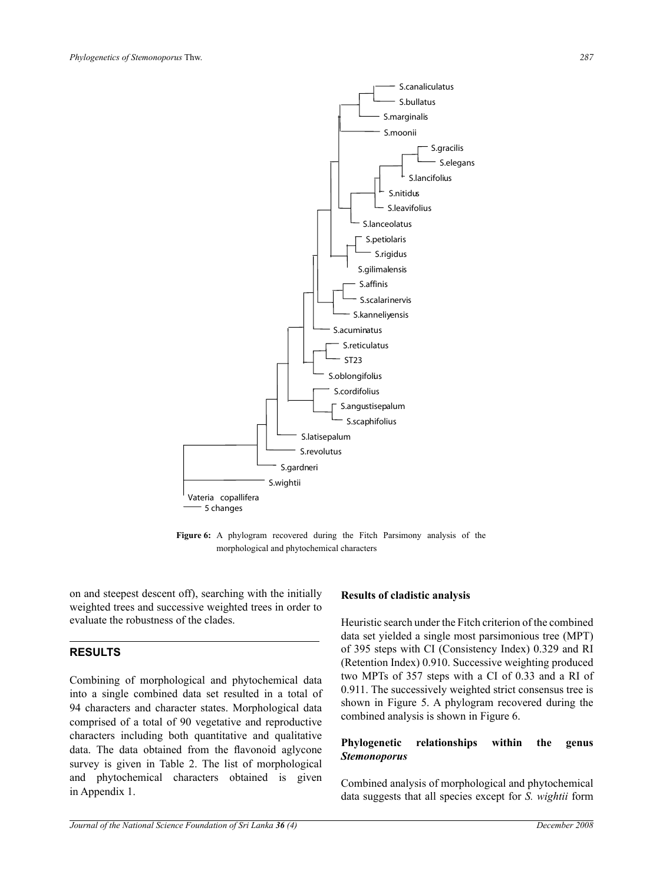**Figure 6:** A phylogram recovered during the Fitch Parsimony analysis of the morphological and phytochemical characters

on and steepest descent off), searching with the initially weighted trees and successive weighted trees in order to evaluate the robustness of the clades.

## RESULTS

Combining of morphological and phytochemical data into a single combined data set resulted in a total of 94 characters and character states. Morphological data comprised of a total of 90 vegetative and reproductive characters including both quantitative and qualitative data. The data obtained from the flavonoid aglycone survey is given in Table 2. The list of morphological and phytochemical characters obtained is given in Appendix 1.

### Results of cladistic analysis

Heuristic search under the Fitch criterion of the combined data set yielded a single most parsimonious tree (MPT) of 395 steps with CI (Consistency Index) 0.329 and RI (Retention Index) 0.910. Successive weighting produced two MPTs of 357 steps with a CI of 0.33 and a RI of 0.911. The successively weighted strict consensus tree is shown in Figure 5. A phylogram recovered during the combined analysis is shown in Figure 6.

### Phylogenetic relationships within the genus *Stemonoporus*

Combined analysis of morphological and phytochemical data suggests that all species except for *S. wightii* form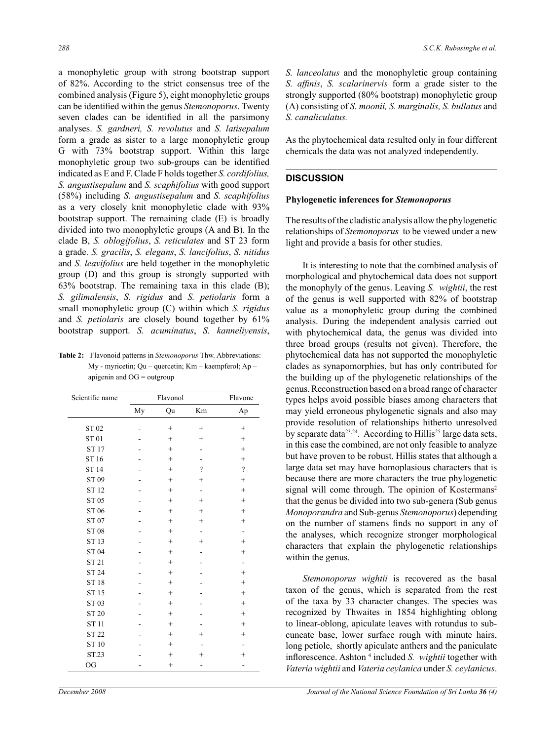a monophyletic group with strong bootstrap support of 82%. According to the strict consensus tree of the combined analysis (Figure 5), eight monophyletic groups can be identified within the genus *Stemonoporus*. Twenty seven clades can be identified in all the parsimony analyses. *S. gardneri, S. revolutus* and *S. latisepalum* form a grade as sister to a large monophyletic group G with 73% bootstrap support. Within this large monophyletic group two sub-groups can be identified indicated as E and F. Clade F holds together *S. cordifolius, S. angustisepalum* and *S. scaphifolius* with good support (58%) including *S. angustisepalum* and *S. scaphifolius* as a very closely knit monophyletic clade with 93% bootstrap support. The remaining clade (E) is broadly divided into two monophyletic groups (A and B). In the clade B, *S. oblogifolius*, *S. reticulates* and ST 23 form a grade. *S. gracilis*, *S. elegans*, *S. lancifolius*, *S. nitidus* and *S. leavifolius* are held together in the monophyletic group (D) and this group is strongly supported with 63% bootstrap. The remaining taxa in this clade (B); *S. gilimalensis*, *S. rigidus* and *S. petiolaris* form a small monophyletic group (C) within which *S. rigidus* and *S. petiolaris* are closely bound together by 61% bootstrap support. *S. acuminatus*, *S. kanneliyensis*, *S. lanceolatus* and the monophyletic group containing *S. affinis*, *S. scalarinervis* form a grade sister to the strongly supported (80% bootstrap) monophyletic group (A) consisting of *S. moonii, S. marginalis, S. bullatus* and *S. canaliculatus.*

**Table 2:** Flavonoid patterns in *Stemonoporus* Thw. Abbreviations: My - myricetin; Qu – quercetin; Km – kaempferol; Ap – apigenin and OG = outgroup

| Scientific name | Flavonol | | | Flavone |
|---|---|---|---|---|
| | My | Qu | Km | Ap |
| ST 02 | - | + | + | + |
| ST 01 | - | + | + | + |
| ST 17 | - | + | - | + |
| ST 16 | - | + | - | + |
| ST 14 | - | + | ? | ? |
| ST 09 | - | + | + | + |
| ST 12 | - | + | - | + |
| ST 05 | - | + | + | + |
| ST 06 | - | + | + | + |
| ST 07 | - | + | + | + |
| ST 08 | - | + | - | - |
| ST 13 | - | + | + | + |
| ST 04 | - | + | - | + |
| ST 21 | - | + | - | - |
| ST 24 | - | + | - | + |
| ST 18 | - | + | - | + |
| ST 15 | - | + | - | + |
| ST 03 | - | + | - | + |
| ST 20 | - | + | - | + |
| ST 11 | - | + | - | + |
| ST 22 | - | + | + | + |
| ST 10 | - | + | - | - |
| ST.23 | - | + | + | + |
| OG | - | + | - | - |

As the phytochemical data resulted only in four different chemicals the data was not analyzed independently.

## DISCUSSION

### Phylogenetic inferences for *Stemonoporus*

The results of the cladistic analysis allow the phylogenetic relationships of *Stemonoporus* to be viewed under a new light and provide a basis for other studies.

It is interesting to note that the combined analysis of morphological and phytochemical data does not support the monophyly of the genus. Leaving *S. wightii*, the rest of the genus is well supported with 82% of bootstrap value as a monophyletic group during the combined analysis. During the independent analysis carried out with phytochemical data, the genus was divided into three broad groups (results not given). Therefore, the phytochemical data has not supported the monophyletic clades as synapomorphies, but has only contributed for the building up of the phylogenetic relationships of the genus. Reconstruction based on a broad range of character types helps avoid possible biases among characters that may yield erroneous phylogenetic signals and also may provide resolution of relationships hitherto unresolved by separate data[23,24]. According to Hillis[25] large data sets, in this case the combined, are not only feasible to analyze but have proven to be robust. Hillis states that although a large data set may have homoplasious characters that is because there are more characters the true phylogenetic signal will come through. The opinion of Kostermans[2] that the genus be divided into two sub-genera (Sub genus *Monoporandra* and Sub-genus *Stemonoporus*) depending on the number of stamens finds no support in any of the analyses, which recognize stronger morphological characters that explain the phylogenetic relationships within the genus.

*Stemonoporus wightii* is recovered as the basal taxon of the genus, which is separated from the rest of the taxa by 33 character changes. The species was recognized by Thwaites in 1854 highlighting oblong to linear-oblong, apiculate leaves with rotundus to sub-cuneate base, lower surface rough with minute hairs, long petiole, shortly apiculate anthers and the paniculate inflorescence. Ashton [4] included *S. wightii* together with *Vateria wightii* and *Vateria ceylanica* under *S. ceylanicus*.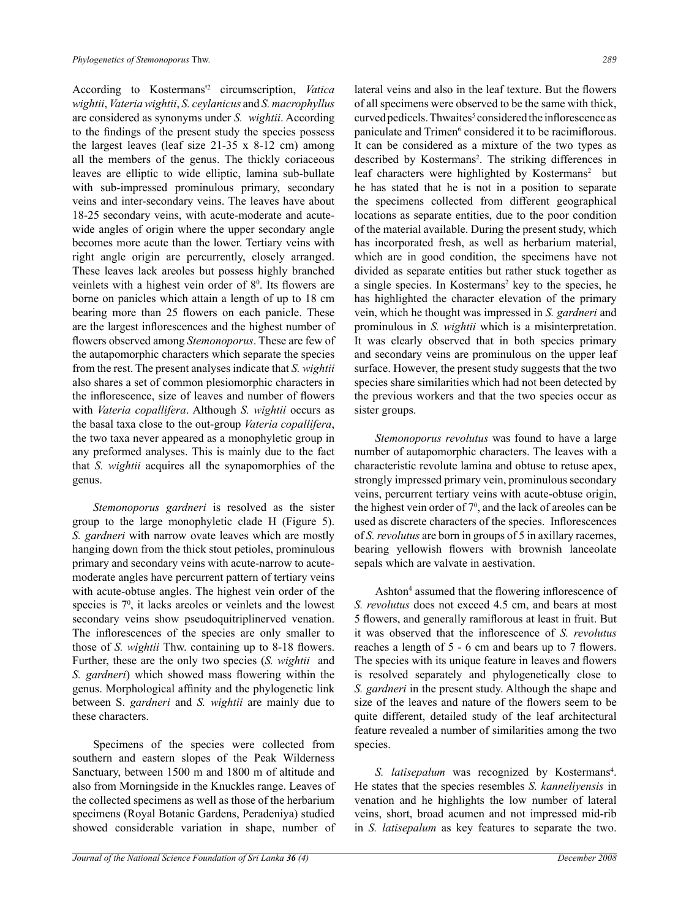According to Kostermans'[2] circumscription, *Vatica wightii*, *Vateria wightii*, *S. ceylanicus* and *S. macrophyllus* are considered as synonyms under *S. wightii*. According to the findings of the present study the species possess the largest leaves (leaf size 21-35 x 8-12 cm) among all the members of the genus. The thickly coriaceous leaves are elliptic to wide elliptic, lamina sub-bullate with sub-impressed prominulous primary, secondary veins and inter-secondary veins. The leaves have about 18-25 secondary veins, with acute-moderate and acute-wide angles of origin where the upper secondary angle becomes more acute than the lower. Tertiary veins with right angle origin are percurrently, closely arranged. These leaves lack areoles but possess highly branched veinlets with a highest vein order of $8^0$. Its flowers are borne on panicles which attain a length of up to 18 cm bearing more than 25 flowers on each panicle. These are the largest inflorescences and the highest number of flowers observed among *Stemonoporus*. These are few of the autapomorphic characters which separate the species from the rest. The present analyses indicate that *S. wightii* also shares a set of common plesiomorphic characters in the inflorescence, size of leaves and number of flowers with *Vateria copallifera*. Although *S. wightii* occurs as the basal taxa close to the out-group *Vateria copallifera*, the two taxa never appeared as a monophyletic group in any preformed analyses. This is mainly due to the fact that *S. wightii* acquires all the synapomorphies of the genus.

*Stemonoporus gardneri* is resolved as the sister group to the large monophyletic clade H (Figure 5). *S. gardneri* with narrow ovate leaves which are mostly hanging down from the thick stout petioles, prominulous primary and secondary veins with acute-narrow to acute-moderate angles have percurrent pattern of tertiary veins with acute-obtuse angles. The highest vein order of the species is $7^0$, it lacks areoles or veinlets and the lowest secondary veins show pseudoquitriplinerved venation. The inflorescences of the species are only smaller to those of *S. wightii* Thw. containing up to 8-18 flowers. Further, these are the only two species (*S. wightii* and *S. gardneri*) which showed mass flowering within the genus. Morphological affinity and the phylogenetic link between S. *gardneri* and *S. wightii* are mainly due to these characters.

Specimens of the species were collected from southern and eastern slopes of the Peak Wilderness Sanctuary, between 1500 m and 1800 m of altitude and also from Morningside in the Knuckles range. Leaves of the collected specimens as well as those of the herbarium specimens (Royal Botanic Gardens, Peradeniya) studied showed considerable variation in shape, number of lateral veins and also in the leaf texture. But the flowers of all specimens were observed to be the same with thick, curved pedicels. Thwaites[5] considered the inflorescence as paniculate and Trimen[6] considered it to be racimiflorous. It can be considered as a mixture of the two types as described by Kostermans[2]. The striking differences in leaf characters were highlighted by Kostermans[2] but he has stated that he is not in a position to separate the specimens collected from different geographical locations as separate entities, due to the poor condition of the material available. During the present study, which has incorporated fresh, as well as herbarium material, which are in good condition, the specimens have not divided as separate entities but rather stuck together as a single species. In Kostermans[2] key to the species, he has highlighted the character elevation of the primary vein, which he thought was impressed in *S. gardneri* and prominulous in *S. wightii* which is a misinterpretation. It was clearly observed that in both species primary and secondary veins are prominulous on the upper leaf surface. However, the present study suggests that the two species share similarities which had not been detected by the previous workers and that the two species occur as sister groups.

*Stemonoporus revolutus* was found to have a large number of autapomorphic characters. The leaves with a characteristic revolute lamina and obtuse to retuse apex, strongly impressed primary vein, prominulous secondary veins, percurrent tertiary veins with acute-obtuse origin, the highest vein order of $7^0$, and the lack of areoles can be used as discrete characters of the species. Inflorescences of *S. revolutus* are born in groups of 5 in axillary racemes, bearing yellowish flowers with brownish lanceolate sepals which are valvate in aestivation.

Ashton[4] assumed that the flowering inflorescence of *S. revolutus* does not exceed 4.5 cm, and bears at most 5 flowers, and generally ramiflorous at least in fruit. But it was observed that the inflorescence of *S. revolutus* reaches a length of 5 - 6 cm and bears up to 7 flowers. The species with its unique feature in leaves and flowers is resolved separately and phylogenetically close to *S. gardneri* in the present study. Although the shape and size of the leaves and nature of the flowers seem to be quite different, detailed study of the leaf architectural feature revealed a number of similarities among the two species.

*S. latisepalum* was recognized by Kostermans[4]. He states that the species resembles *S. kanneliyensis* in venation and he highlights the low number of lateral veins, short, broad acumen and not impressed mid-rib in *S. latisepalum* as key features to separate the two.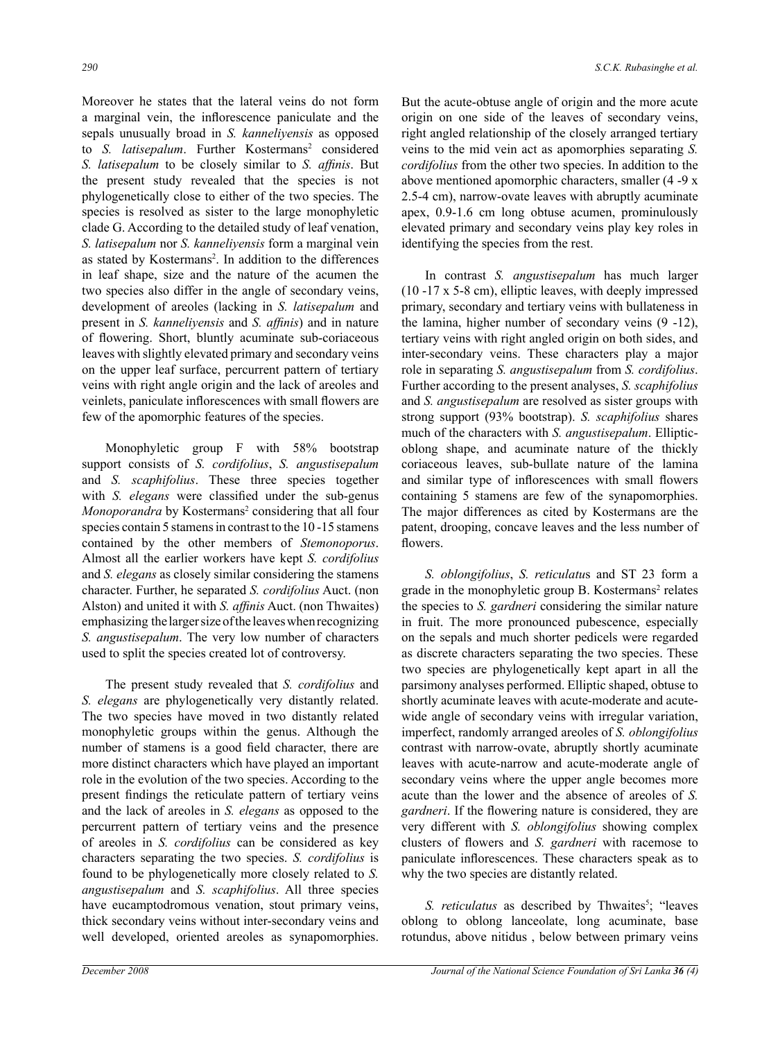Moreover he states that the lateral veins do not form a marginal vein, the inflorescence paniculate and the sepals unusually broad in *S. kanneliyensis* as opposed to *S. latisepalum*. Further Kostermans[2] considered *S. latisepalum* to be closely similar to *S. affinis*. But the present study revealed that the species is not phylogenetically close to either of the two species. The species is resolved as sister to the large monophyletic clade G. According to the detailed study of leaf venation, *S. latisepalum* nor *S. kanneliyensis* form a marginal vein as stated by Kostermans[2]. In addition to the differences in leaf shape, size and the nature of the acumen the two species also differ in the angle of secondary veins, development of areoles (lacking in *S. latisepalum* and present in *S. kanneliyensis* and *S. affinis*) and in nature of flowering. Short, bluntly acuminate sub-coriaceous leaves with slightly elevated primary and secondary veins on the upper leaf surface, percurrent pattern of tertiary veins with right angle origin and the lack of areoles and veinlets, paniculate inflorescences with small flowers are few of the apomorphic features of the species.

Monophyletic group F with 58% bootstrap support consists of *S. cordifolius*, *S. angustisepalum* and *S. scaphifolius*. These three species together with *S. elegans* were classified under the sub-genus *Monoporandra* by Kostermans[2] considering that all four species contain 5 stamens in contrast to the 10 -15 stamens contained by the other members of *Stemonoporus*. Almost all the earlier workers have kept *S. cordifolius* and *S. elegans* as closely similar considering the stamens character. Further, he separated *S. cordifolius* Auct. (non Alston) and united it with *S. affinis* Auct. (non Thwaites) emphasizing the larger size of the leaves when recognizing *S. angustisepalum*. The very low number of characters used to split the species created lot of controversy.

The present study revealed that *S. cordifolius* and *S. elegans* are phylogenetically very distantly related. The two species have moved in two distantly related monophyletic groups within the genus. Although the number of stamens is a good field character, there are more distinct characters which have played an important role in the evolution of the two species. According to the present findings the reticulate pattern of tertiary veins and the lack of areoles in *S. elegans* as opposed to the percurrent pattern of tertiary veins and the presence of areoles in *S. cordifolius* can be considered as key characters separating the two species. *S. cordifolius* is found to be phylogenetically more closely related to *S. angustisepalum* and *S. scaphifolius*. All three species have eucamptodromous venation, stout primary veins, thick secondary veins without inter-secondary veins and well developed, oriented areoles as synapomorphies. But the acute-obtuse angle of origin and the more acute origin on one side of the leaves of secondary veins, right angled relationship of the closely arranged tertiary veins to the mid vein act as apomorphies separating *S. cordifolius* from the other two species. In addition to the above mentioned apomorphic characters, smaller (4 -9 x 2.5-4 cm), narrow-ovate leaves with abruptly acuminate apex, 0.9-1.6 cm long obtuse acumen, prominulously elevated primary and secondary veins play key roles in identifying the species from the rest.

In contrast *S. angustisepalum* has much larger (10 -17 x 5-8 cm), elliptic leaves, with deeply impressed primary, secondary and tertiary veins with bullateness in the lamina, higher number of secondary veins (9 -12), tertiary veins with right angled origin on both sides, and inter-secondary veins. These characters play a major role in separating *S. angustisepalum* from *S. cordifolius*. Further according to the present analyses, *S. scaphifolius* and *S. angustisepalum* are resolved as sister groups with strong support (93% bootstrap). *S. scaphifolius* shares much of the characters with *S. angustisepalum*. Elliptic-oblong shape, and acuminate nature of the thickly coriaceous leaves, sub-bullate nature of the lamina and similar type of inflorescences with small flowers containing 5 stamens are few of the synapomorphies. The major differences as cited by Kostermans are the patent, drooping, concave leaves and the less number of flowers.

*S. oblongifolius*, *S. reticulatus* and ST 23 form a grade in the monophyletic group B. Kostermans[2] relates the species to *S. gardneri* considering the similar nature in fruit. The more pronounced pubescence, especially on the sepals and much shorter pedicels were regarded as discrete characters separating the two species. These two species are phylogenetically kept apart in all the parsimony analyses performed. Elliptic shaped, obtuse to shortly acuminate leaves with acute-moderate and acute-wide angle of secondary veins with irregular variation, imperfect, randomly arranged areoles of *S. oblongifolius* contrast with narrow-ovate, abruptly shortly acuminate leaves with acute-narrow and acute-moderate angle of secondary veins where the upper angle becomes more acute than the lower and the absence of areoles of *S. gardneri*. If the flowering nature is considered, they are very different with *S. oblongifolius* showing complex clusters of flowers and *S. gardneri* with racemose to paniculate inflorescences. These characters speak as to why the two species are distantly related.

*S. reticulatus* as described by Thwaites[5]; "leaves oblong to oblong lanceolate, long acuminate, base rotundus, above nitidus , below between primary veins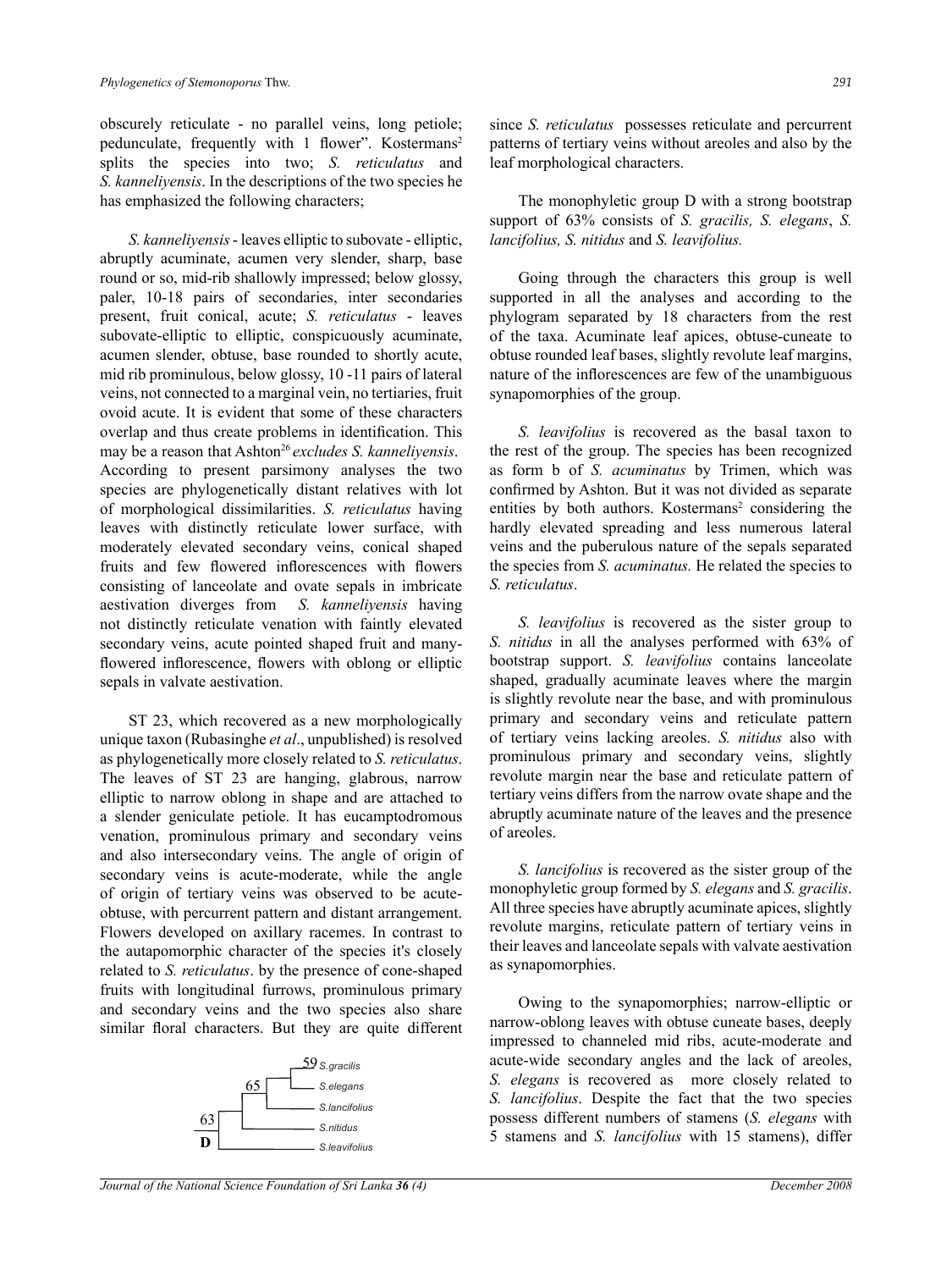obscurely reticulate - no parallel veins, long petiole; pedunculate, frequently with 1 flower". Kostermans[2] splits the species into two; *S. reticulatus* and *S. kanneliyensis*. In the descriptions of the two species he has emphasized the following characters;

*S. kanneliyensis* - leaves elliptic to subovate - elliptic, abruptly acuminate, acumen very slender, sharp, base round or so, mid-rib shallowly impressed; below glossy, paler, 10-18 pairs of secondaries, inter secondaries present, fruit conical, acute; *S. reticulatus* - leaves subovate-elliptic to elliptic, conspicuously acuminate, acumen slender, obtuse, base rounded to shortly acute, mid rib prominulous, below glossy, 10 -11 pairs of lateral veins, not connected to a marginal vein, no tertiaries, fruit ovoid acute. It is evident that some of these characters overlap and thus create problems in identification. This may be a reason that Ashton[26] *excludes S. kanneliyensis*. According to present parsimony analyses the two species are phylogenetically distant relatives with lot of morphological dissimilarities. *S. reticulatus* having leaves with distinctly reticulate lower surface, with moderately elevated secondary veins, conical shaped fruits and few flowered inflorescences with flowers consisting of lanceolate and ovate sepals in imbricate aestivation diverges from *S. kanneliyensis* having not distinctly reticulate venation with faintly elevated secondary veins, acute pointed shaped fruit and many-flowered inflorescence, flowers with oblong or elliptic sepals in valvate aestivation.

ST 23, which recovered as a new morphologically unique taxon (Rubasinghe *et al*., unpublished) is resolved as phylogenetically more closely related to *S. reticulatus*. The leaves of ST 23 are hanging, glabrous, narrow elliptic to narrow oblong in shape and are attached to a slender geniculate petiole. It has eucamptodromous venation, prominulous primary and secondary veins and also intersecondary veins. The angle of origin of secondary veins is acute-moderate, while the angle of origin of tertiary veins was observed to be acute-obtuse, with percurrent pattern and distant arrangement. Flowers developed on axillary racemes. In contrast to the autapomorphic character of the species it's closely related to *S. reticulatus*. by the presence of cone-shaped fruits with longitudinal furrows, prominulous primary and secondary veins and the two species also share similar floral characters. But they are quite different since *S. reticulatus* possesses reticulate and percurrent patterns of tertiary veins without areoles and also by the leaf morphological characters.

```
              59 S.gracilis
         65 ┌────┤
        ┌───┤    └ S.elegans
   63   │   └───── S.lancifolius
  ┌─────┤
  │     └───────── S.nitidus
D │
  └─────────────── S.leavifolius
```

The monophyletic group D with a strong bootstrap support of 63% consists of *S. gracilis, S. elegans*, *S. lancifolius, S. nitidus* and *S. leavifolius.*

Going through the characters this group is well supported in all the analyses and according to the phylogram separated by 18 characters from the rest of the taxa. Acuminate leaf apices, obtuse-cuneate to obtuse rounded leaf bases, slightly revolute leaf margins, nature of the inflorescences are few of the unambiguous synapomorphies of the group.

*S. leavifolius* is recovered as the basal taxon to the rest of the group. The species has been recognized as form b of *S. acuminatus* by Trimen, which was confirmed by Ashton. But it was not divided as separate entities by both authors. Kostermans[2] considering the hardly elevated spreading and less numerous lateral veins and the puberulous nature of the sepals separated the species from *S. acuminatus.* He related the species to *S. reticulatus*.

*S. leavifolius* is recovered as the sister group to *S. nitidus* in all the analyses performed with 63% of bootstrap support. *S. leavifolius* contains lanceolate shaped, gradually acuminate leaves where the margin is slightly revolute near the base, and with prominulous primary and secondary veins and reticulate pattern of tertiary veins lacking areoles. *S. nitidus* also with prominulous primary and secondary veins, slightly revolute margin near the base and reticulate pattern of tertiary veins differs from the narrow ovate shape and the abruptly acuminate nature of the leaves and the presence of areoles.

*S. lancifolius* is recovered as the sister group of the monophyletic group formed by *S. elegans* and *S. gracilis*. All three species have abruptly acuminate apices, slightly revolute margins, reticulate pattern of tertiary veins in their leaves and lanceolate sepals with valvate aestivation as synapomorphies.

Owing to the synapomorphies; narrow-elliptic or narrow-oblong leaves with obtuse cuneate bases, deeply impressed to channeled mid ribs, acute-moderate and acute-wide secondary angles and the lack of areoles, *S. elegans* is recovered as more closely related to *S. lancifolius*. Despite the fact that the two species possess different numbers of stamens (*S. elegans* with 5 stamens and *S. lancifolius* with 15 stamens), differ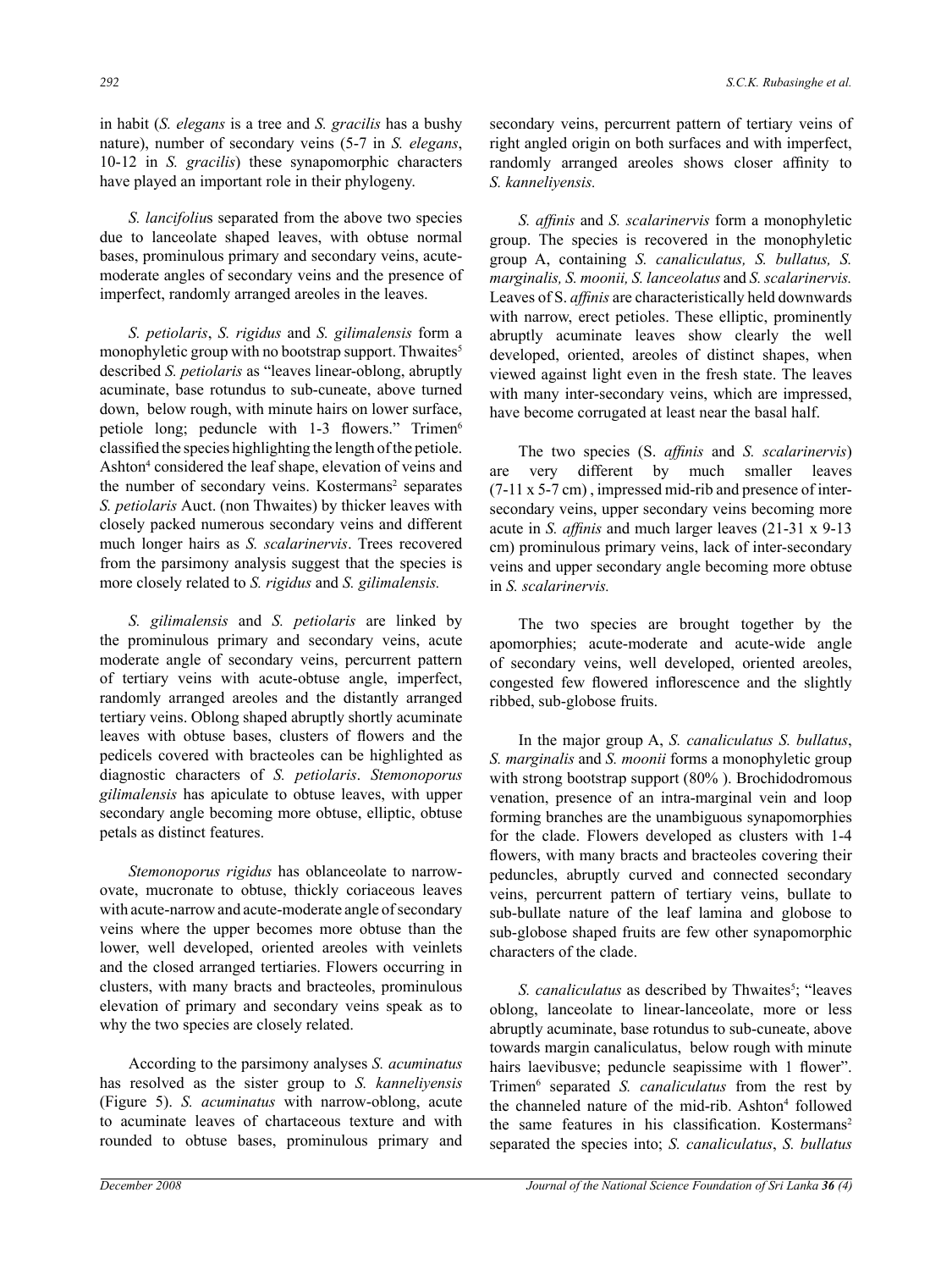in habit (*S. elegans* is a tree and *S. gracilis* has a bushy nature), number of secondary veins (5-7 in *S. elegans*, 10-12 in *S. gracilis*) these synapomorphic characters have played an important role in their phylogeny.

*S. lancifolius* separated from the above two species due to lanceolate shaped leaves, with obtuse normal bases, prominulous primary and secondary veins, acute-moderate angles of secondary veins and the presence of imperfect, randomly arranged areoles in the leaves.

*S. petiolaris*, *S. rigidus* and *S. gilimalensis* form a monophyletic group with no bootstrap support. Thwaites[5] described *S. petiolaris* as "leaves linear-oblong, abruptly acuminate, base rotundus to sub-cuneate, above turned down, below rough, with minute hairs on lower surface, petiole long; peduncle with 1-3 flowers." Trimen[6] classified the species highlighting the length of the petiole. Ashton[4] considered the leaf shape, elevation of veins and the number of secondary veins. Kostermans[2] separates *S. petiolaris* Auct. (non Thwaites) by thicker leaves with closely packed numerous secondary veins and different much longer hairs as *S. scalarinervis*. Trees recovered from the parsimony analysis suggest that the species is more closely related to *S. rigidus* and *S. gilimalensis.*

*S. gilimalensis* and *S. petiolaris* are linked by the prominulous primary and secondary veins, acute moderate angle of secondary veins, percurrent pattern of tertiary veins with acute-obtuse angle, imperfect, randomly arranged areoles and the distantly arranged tertiary veins. Oblong shaped abruptly shortly acuminate leaves with obtuse bases, clusters of flowers and the pedicels covered with bracteoles can be highlighted as diagnostic characters of *S. petiolaris*. *Stemonoporus gilimalensis* has apiculate to obtuse leaves, with upper secondary angle becoming more obtuse, elliptic, obtuse petals as distinct features.

*Stemonoporus rigidus* has oblanceolate to narrow-ovate, mucronate to obtuse, thickly coriaceous leaves with acute-narrow and acute-moderate angle of secondary veins where the upper becomes more obtuse than the lower, well developed, oriented areoles with veinlets and the closed arranged tertiaries. Flowers occurring in clusters, with many bracts and bracteoles, prominulous elevation of primary and secondary veins speak as to why the two species are closely related.

According to the parsimony analyses *S. acuminatus* has resolved as the sister group to *S. kanneliyensis* (Figure 5). *S. acuminatus* with narrow-oblong, acute to acuminate leaves of chartaceous texture and with rounded to obtuse bases, prominulous primary and secondary veins, percurrent pattern of tertiary veins of right angled origin on both surfaces and with imperfect, randomly arranged areoles shows closer affinity to *S. kanneliyensis.*

*S. affinis* and *S. scalarinervis* form a monophyletic group. The species is recovered in the monophyletic group A, containing *S. canaliculatus, S. bullatus, S. marginalis, S. moonii, S. lanceolatus* and *S. scalarinervis.* Leaves of S. *affinis* are characteristically held downwards with narrow, erect petioles. These elliptic, prominently abruptly acuminate leaves show clearly the well developed, oriented, areoles of distinct shapes, when viewed against light even in the fresh state. The leaves with many inter-secondary veins, which are impressed, have become corrugated at least near the basal half.

The two species (S. *affinis* and *S. scalarinervis*) are very different by much smaller leaves (7-11 x 5-7 cm) , impressed mid-rib and presence of inter-secondary veins, upper secondary veins becoming more acute in *S. affinis* and much larger leaves (21-31 x 9-13 cm) prominulous primary veins, lack of inter-secondary veins and upper secondary angle becoming more obtuse in *S. scalarinervis.*

The two species are brought together by the apomorphies; acute-moderate and acute-wide angle of secondary veins, well developed, oriented areoles, congested few flowered inflorescence and the slightly ribbed, sub-globose fruits.

In the major group A, *S. canaliculatus S. bullatus*, *S. marginalis* and *S. moonii* forms a monophyletic group with strong bootstrap support (80% ). Brochidodromous venation, presence of an intra-marginal vein and loop forming branches are the unambiguous synapomorphies for the clade. Flowers developed as clusters with 1-4 flowers, with many bracts and bracteoles covering their peduncles, abruptly curved and connected secondary veins, percurrent pattern of tertiary veins, bullate to sub-bullate nature of the leaf lamina and globose to sub-globose shaped fruits are few other synapomorphic characters of the clade.

*S. canaliculatus* as described by Thwaites[5]; "leaves oblong, lanceolate to linear-lanceolate, more or less abruptly acuminate, base rotundus to sub-cuneate, above towards margin canaliculatus, below rough with minute hairs laevibusve; peduncle seapissime with 1 flower". Trimen[6] separated *S. canaliculatus* from the rest by the channeled nature of the mid-rib. Ashton[4] followed the same features in his classification. Kostermans[2] separated the species into; *S. canaliculatus*, *S. bullatus*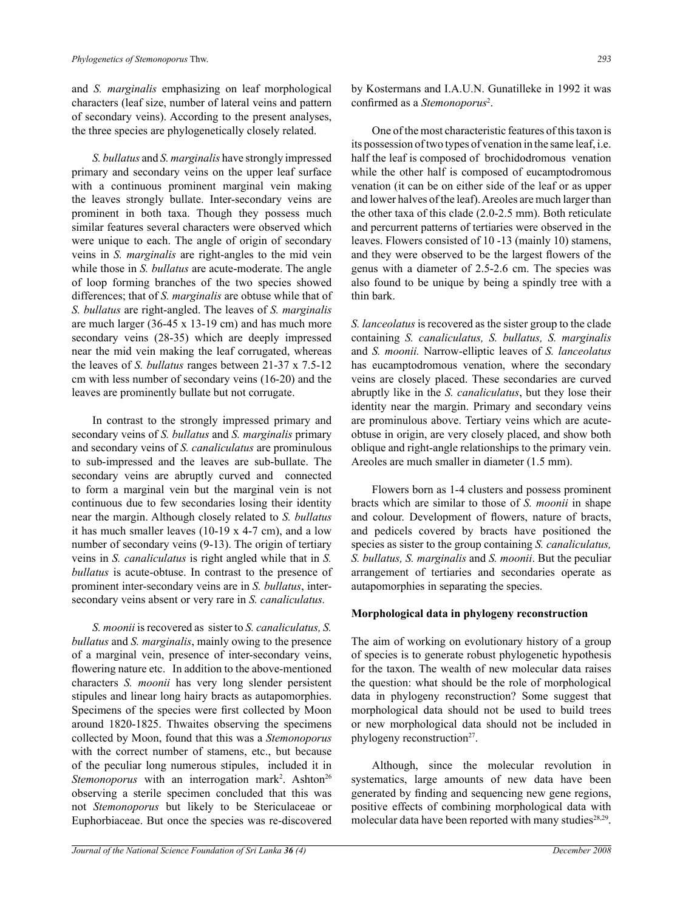and *S. marginalis* emphasizing on leaf morphological characters (leaf size, number of lateral veins and pattern of secondary veins). According to the present analyses, the three species are phylogenetically closely related.

*S. bullatus* and *S. marginalis* have strongly impressed primary and secondary veins on the upper leaf surface with a continuous prominent marginal vein making the leaves strongly bullate. Inter-secondary veins are prominent in both taxa. Though they possess much similar features several characters were observed which were unique to each. The angle of origin of secondary veins in *S. marginalis* are right-angles to the mid vein while those in *S. bullatus* are acute-moderate. The angle of loop forming branches of the two species showed differences; that of *S. marginalis* are obtuse while that of *S. bullatus* are right-angled. The leaves of *S. marginalis* are much larger (36-45 x 13-19 cm) and has much more secondary veins (28-35) which are deeply impressed near the mid vein making the leaf corrugated, whereas the leaves of *S. bullatus* ranges between 21-37 x 7.5-12 cm with less number of secondary veins (16-20) and the leaves are prominently bullate but not corrugate.

In contrast to the strongly impressed primary and secondary veins of *S. bullatus* and *S. marginalis* primary and secondary veins of *S. canaliculatus* are prominulous to sub-impressed and the leaves are sub-bullate. The secondary veins are abruptly curved and connected to form a marginal vein but the marginal vein is not continuous due to few secondaries losing their identity near the margin. Although closely related to *S. bullatus* it has much smaller leaves (10-19 x 4-7 cm), and a low number of secondary veins (9-13). The origin of tertiary veins in *S. canaliculatus* is right angled while that in *S. bullatus* is acute-obtuse. In contrast to the presence of prominent inter-secondary veins are in *S. bullatus*, inter-secondary veins absent or very rare in *S. canaliculatus.*

*S. moonii* is recovered as sister to *S. canaliculatus, S. bullatus* and *S. marginalis*, mainly owing to the presence of a marginal vein, presence of inter-secondary veins, flowering nature etc. In addition to the above-mentioned characters *S. moonii* has very long slender persistent stipules and linear long hairy bracts as autapomorphies. Specimens of the species were first collected by Moon around 1820-1825. Thwaites observing the specimens collected by Moon, found that this was a *Stemonoporus* with the correct number of stamens, etc., but because of the peculiar long numerous stipules, included it in *Stemonoporus* with an interrogation mark[2]. Ashton[26] observing a sterile specimen concluded that this was not *Stemonoporus* but likely to be Stericulaceae or Euphorbiaceae. But once the species was re-discovered by Kostermans and I.A.U.N. Gunatilleke in 1992 it was confirmed as a *Stemonoporus*[2].

One of the most characteristic features of this taxon is its possession of two types of venation in the same leaf, i.e. half the leaf is composed of brochidodromous venation while the other half is composed of eucamptodromous venation (it can be on either side of the leaf or as upper and lower halves of the leaf). Areoles are much larger than the other taxa of this clade (2.0-2.5 mm). Both reticulate and percurrent patterns of tertiaries were observed in the leaves. Flowers consisted of 10 -13 (mainly 10) stamens, and they were observed to be the largest flowers of the genus with a diameter of 2.5-2.6 cm. The species was also found to be unique by being a spindly tree with a thin bark.

*S. lanceolatus* is recovered as the sister group to the clade containing *S. canaliculatus, S. bullatus, S. marginalis* and *S. moonii.* Narrow-elliptic leaves of *S. lanceolatus* has eucamptodromous venation, where the secondary veins are closely placed. These secondaries are curved abruptly like in the *S. canaliculatus*, but they lose their identity near the margin. Primary and secondary veins are prominulous above. Tertiary veins which are acute-obtuse in origin, are very closely placed, and show both oblique and right-angle relationships to the primary vein. Areoles are much smaller in diameter (1.5 mm).

Flowers born as 1-4 clusters and possess prominent bracts which are similar to those of *S. moonii* in shape and colour. Development of flowers, nature of bracts, and pedicels covered by bracts have positioned the species as sister to the group containing *S. canaliculatus, S. bullatus, S. marginalis* and *S. moonii*. But the peculiar arrangement of tertiaries and secondaries operate as autapomorphies in separating the species.

**Morphological data in phylogeny reconstruction**

The aim of working on evolutionary history of a group of species is to generate robust phylogenetic hypothesis for the taxon. The wealth of new molecular data raises the question: what should be the role of morphological data in phylogeny reconstruction? Some suggest that morphological data should not be used to build trees or new morphological data should not be included in phylogeny reconstruction[27].

Although, since the molecular revolution in systematics, large amounts of new data have been generated by finding and sequencing new gene regions, positive effects of combining morphological data with molecular data have been reported with many studies[28,29].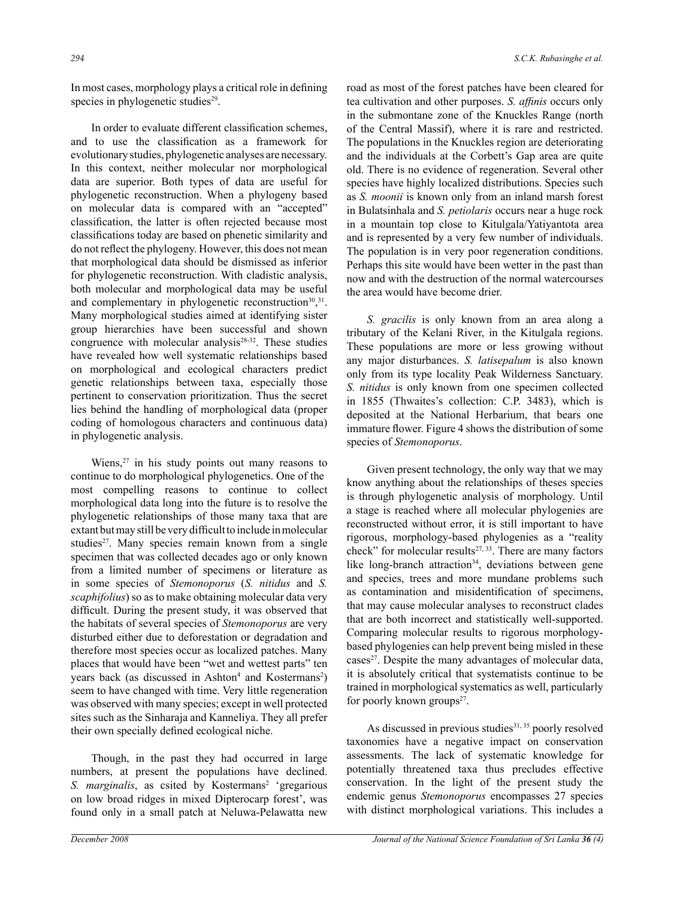In most cases, morphology plays a critical role in defining species in phylogenetic studies[29].

In order to evaluate different classification schemes, and to use the classification as a framework for evolutionary studies, phylogenetic analyses are necessary. In this context, neither molecular nor morphological data are superior. Both types of data are useful for phylogenetic reconstruction. When a phylogeny based on molecular data is compared with an "accepted" classification, the latter is often rejected because most classifications today are based on phenetic similarity and do not reflect the phylogeny. However, this does not mean that morphological data should be dismissed as inferior for phylogenetic reconstruction. With cladistic analysis, both molecular and morphological data may be useful and complementary in phylogenetic reconstruction[30],[31]. Many morphological studies aimed at identifying sister group hierarchies have been successful and shown congruence with molecular analysis[28-32]. These studies have revealed how well systematic relationships based on morphological and ecological characters predict genetic relationships between taxa, especially those pertinent to conservation prioritization. Thus the secret lies behind the handling of morphological data (proper coding of homologous characters and continuous data) in phylogenetic analysis.

Wiens,[27] in his study points out many reasons to continue to do morphological phylogenetics. One of the most compelling reasons to continue to collect morphological data long into the future is to resolve the phylogenetic relationships of those many taxa that are extant but may still be very difficult to include in molecular studies[27]. Many species remain known from a single specimen that was collected decades ago or only known from a limited number of specimens or literature as in some species of *Stemonoporus* (*S. nitidus* and *S. scaphifolius*) so as to make obtaining molecular data very difficult. During the present study, it was observed that the habitats of several species of *Stemonoporus* are very disturbed either due to deforestation or degradation and therefore most species occur as localized patches. Many places that would have been "wet and wettest parts" ten years back (as discussed in Ashton[4] and Kostermans[2]) seem to have changed with time. Very little regeneration was observed with many species; except in well protected sites such as the Sinharaja and Kanneliya. They all prefer their own specially defined ecological niche.

Though, in the past they had occurred in large numbers, at present the populations have declined. *S. marginalis*, as csited by Kostermans[2] 'gregarious on low broad ridges in mixed Dipterocarp forest', was found only in a small patch at Neluwa-Pelawatta new road as most of the forest patches have been cleared for tea cultivation and other purposes. *S. affinis* occurs only in the submontane zone of the Knuckles Range (north of the Central Massif), where it is rare and restricted. The populations in the Knuckles region are deteriorating and the individuals at the Corbett's Gap area are quite old. There is no evidence of regeneration. Several other species have highly localized distributions. Species such as *S. moonii* is known only from an inland marsh forest in Bulatsinhala and *S. petiolaris* occurs near a huge rock in a mountain top close to Kitulgala/Yatiyantota area and is represented by a very few number of individuals. The population is in very poor regeneration conditions. Perhaps this site would have been wetter in the past than now and with the destruction of the normal watercourses the area would have become drier.

*S. gracilis* is only known from an area along a tributary of the Kelani River, in the Kitulgala regions. These populations are more or less growing without any major disturbances. *S. latisepalum* is also known only from its type locality Peak Wilderness Sanctuary. *S. nitidus* is only known from one specimen collected in 1855 (Thwaites's collection: C.P. 3483), which is deposited at the National Herbarium, that bears one immature flower. Figure 4 shows the distribution of some species of *Stemonoporus*.

Given present technology, the only way that we may know anything about the relationships of theses species is through phylogenetic analysis of morphology. Until a stage is reached where all molecular phylogenies are reconstructed without error, it is still important to have rigorous, morphology-based phylogenies as a "reality check" for molecular results[27, 33]. There are many factors like long-branch attraction[34], deviations between gene and species, trees and more mundane problems such as contamination and misidentification of specimens, that may cause molecular analyses to reconstruct clades that are both incorrect and statistically well-supported. Comparing molecular results to rigorous morphology-based phylogenies can help prevent being misled in these cases[27]. Despite the many advantages of molecular data, it is absolutely critical that systematists continue to be trained in morphological systematics as well, particularly for poorly known groups[27].

As discussed in previous studies[31, 35] poorly resolved taxonomies have a negative impact on conservation assessments. The lack of systematic knowledge for potentially threatened taxa thus precludes effective conservation. In the light of the present study the endemic genus *Stemonoporus* encompasses 27 species with distinct morphological variations. This includes a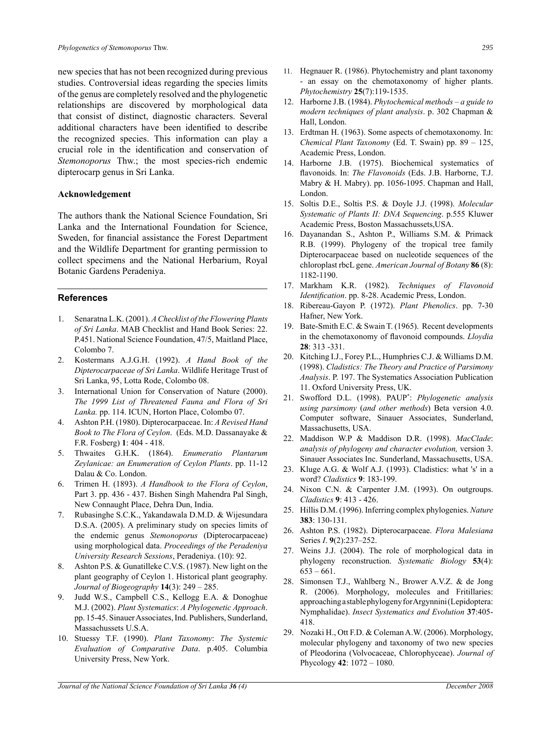new species that has not been recognized during previous studies. Controversial ideas regarding the species limits of the genus are completely resolved and the phylogenetic relationships are discovered by morphological data that consist of distinct, diagnostic characters. Several additional characters have been identified to describe the recognized species. This information can play a crucial role in the identification and conservation of *Stemonoporus* Thw.; the most species-rich endemic dipterocarp genus in Sri Lanka.

**Acknowledgement**

The authors thank the National Science Foundation, Sri Lanka and the International Foundation for Science, Sweden, for financial assistance the Forest Department and the Wildlife Department for granting permission to collect specimens and the National Herbarium, Royal Botanic Gardens Peradeniya.

## References

1. Senaratna L.K. (2001). *A Checklist of the Flowering Plants of Sri Lanka*. MAB Checklist and Hand Book Series: 22. P.451. National Science Foundation, 47/5, Maitland Place, Colombo 7.
2. Kostermans A.J.G.H. (1992). *A Hand Book of the Dipterocarpaceae of Sri Lanka*. Wildlife Heritage Trust of Sri Lanka, 95, Lotta Rode, Colombo 08.
3. International Union for Conservation of Nature (2000). *The 1999 List of Threatened Fauna and Flora of Sri Lanka.* pp. 114. ICUN, Horton Place, Colombo 07.
4. Ashton P.H. (1980). Dipterocarpaceae. In: *A Revised Hand Book to The Flora of Ceylon*. (Eds. M.D. Dassanayake & F.R. Fosberg) **1**: 404 - 418.
5. Thwaites G.H.K. (1864). *Enumeratio Plantarum Zeylanicae: an Enumeration of Ceylon Plants*. pp. 11-12 Dalau & Co. London.
6. Trimen H. (1893). *A Handbook to the Flora of Ceylon*, Part 3. pp. 436 - 437. Bishen Singh Mahendra Pal Singh, New Connaught Place, Dehra Dun, India.
7. Rubasinghe S.C.K., Yakandawala D.M.D. & Wijesundara D.S.A. (2005). A preliminary study on species limits of the endemic genus *Stemonoporus* (Dipterocarpaceae) using morphological data. *Proceedings of the Peradeniya University Research Sessions*, Peradeniya. (10): 92.
8. Ashton P.S. & Gunatilleke C.V.S. (1987). New light on the plant geography of Ceylon 1. Historical plant geography. *Journal of Biogeography* **14**(3): 249 – 285.
9. Judd W.S., Campbell C.S., Kellogg E.A. & Donoghue M.J. (2002). *Plant Systematics*: *A Phylogenetic Approach*. pp. 15-45. Sinauer Associates, Ind. Publishers, Sunderland, Massachussets U.S.A.
10. Stuessy T.F. (1990). *Plant Taxonomy*: *The Systemic Evaluation of Comparative Data*. p.405. Columbia University Press, New York.
11. Hegnauer R. (1986). Phytochemistry and plant taxonomy - an essay on the chemotaxonomy of higher plants. *Phytochemistry* **25**(7):119-1535.
12. Harborne J.B. (1984). *Phytochemical methods – a guide to modern techniques of plant analysis*. p. 302 Chapman & Hall, London.
13. Erdtman H. (1963). Some aspects of chemotaxonomy. In: *Chemical Plant Taxonomy* (Ed. T. Swain) pp. 89 – 125, Academic Press, London.
14. Harborne J.B. (1975). Biochemical systematics of flavonoids. In: *The Flavonoids* (Eds. J.B. Harborne, T.J. Mabry & H. Mabry). pp. 1056-1095. Chapman and Hall, London.
15. Soltis D.E., Soltis P.S. & Doyle J.J. (1998). *Molecular Systematic of Plants II: DNA Sequencing*. p.555 Kluwer Academic Press, Boston Massachussets,USA.
16. Dayanandan S., Ashton P., Williams S.M. & Primack R.B. (1999). Phylogeny of the tropical tree family Dipterocarpaceae based on nucleotide sequences of the chloroplast rbcL gene. *American Journal of Botany* **86** (8): 1182-1190.
17. Markham K.R. (1982). *Techniques of Flavonoid Identification*. pp. 8-28. Academic Press, London.
18. Ribereau-Gayon P. (1972). *Plant Phenolics*. pp. 7-30 Hafner, New York.
19. Bate-Smith E.C. & Swain T. (1965). Recent developments in the chemotaxonomy of flavonoid compounds. *Lloydia* **28**: 313 -331.
20. Kitching I.J., Forey P.L., Humphries C.J. & Williams D.M. (1998). *Cladistics: The Theory and Practice of Parsimony Analysis*. P. 197. The Systematics Association Publication 11. Oxford University Press, UK.
21. Swofford D.L. (1998). PAUP*: *Phylogenetic analysis using parsimony* (*and other methods*) Beta version 4.0. Computer software, Sinauer Associates, Sunderland, Massachusetts, USA.
22. Maddison W.P & Maddison D.R. (1998). *MacClade*: *analysis of phylogeny and character evolution,* version 3. Sinauer Associates Inc. Sunderland, Massachusetts, USA.
23. Kluge A.G. & Wolf A.J. (1993). Cladistics: what 's' in a word? *Cladistics* **9**: 183-199.
24. Nixon C.N. & Carpenter J.M. (1993). On outgroups. *Cladistics* **9**: 413 - 426.
25. Hillis D.M. (1996). Inferring complex phylogenies. *Nature* **383**: 130-131.
26. Ashton P.S. (1982). Dipterocarpaceae. *Flora Malesiana* Series *I*. **9**(2):237–252.
27. Weins J.J. (2004). The role of morphological data in phylogeny reconstruction. *Systematic Biology* **53**(4): 653 – 661.
28. Simonsen T.J., Wahlberg N., Brower A.V.Z. & de Jong R. (2006). Morphology, molecules and Fritillaries: approaching a stable phylogeny for Argynnini (Lepidoptera: Nymphalidae). *Insect Systematics and Evolution* **37**:405-418.
29. Nozaki H., Ott F.D. & Coleman A.W. (2006). Morphology, molecular phylogeny and taxonomy of two new species of Pleodorina (Volvocaceae, Chlorophyceae). *Journal of* Phycology **42**: 1072 – 1080.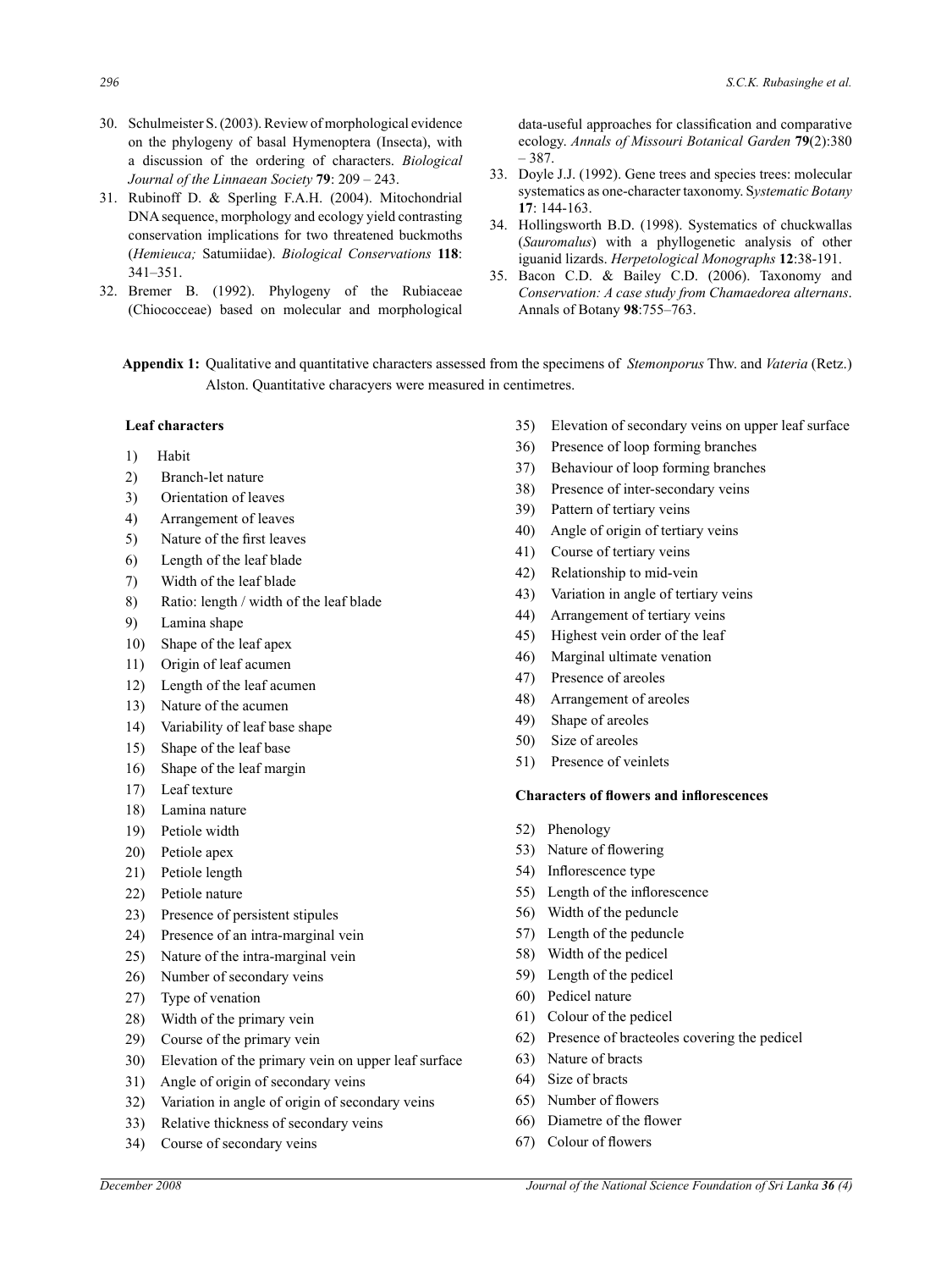30. Schulmeister S. (2003). Review of morphological evidence on the phylogeny of basal Hymenoptera (Insecta), with a discussion of the ordering of characters. *Biological Journal of the Linnaean Society* **79**: 209 – 243.
31. Rubinoff D. & Sperling F.A.H. (2004). Mitochondrial DNA sequence, morphology and ecology yield contrasting conservation implications for two threatened buckmoths (*Hemieuca;* Satumiidae). *Biological Conservations* **118**: 341–351.
32. Bremer B. (1992). Phylogeny of the Rubiaceae (Chiococceae) based on molecular and morphological data-useful approaches for classification and comparative ecology. *Annals of Missouri Botanical Garden* **79**(2):380 – 387.
33. Doyle J.J. (1992). Gene trees and species trees: molecular systematics as one-character taxonomy. S*ystematic Botany* **17**: 144-163.
34. Hollingsworth B.D. (1998). Systematics of chuckwallas (*Sauromalus*) with a phyllogenetic analysis of other iguanid lizards. *Herpetological Monographs* **12**:38-191.
35. Bacon C.D. & Bailey C.D. (2006). Taxonomy and *Conservation: A case study from Chamaedorea alternans*. Annals of Botany **98**:755–763.

**Appendix 1:** Qualitative and quantitative characters assessed from the specimens of *Stemonporus* Thw. and *Vateria* (Retz.) Alston. Quantitative characyers were measured in centimetres.

**Leaf characters**

1) Habit
2) Branch-let nature
3) Orientation of leaves
4) Arrangement of leaves
5) Nature of the first leaves
6) Length of the leaf blade
7) Width of the leaf blade
8) Ratio: length / width of the leaf blade
9) Lamina shape
10) Shape of the leaf apex
11) Origin of leaf acumen
12) Length of the leaf acumen
13) Nature of the acumen
14) Variability of leaf base shape
15) Shape of the leaf base
16) Shape of the leaf margin
17) Leaf texture
18) Lamina nature
19) Petiole width
20) Petiole apex
21) Petiole length
22) Petiole nature
23) Presence of persistent stipules
24) Presence of an intra-marginal vein
25) Nature of the intra-marginal vein
26) Number of secondary veins
27) Type of venation
28) Width of the primary vein
29) Course of the primary vein
30) Elevation of the primary vein on upper leaf surface
31) Angle of origin of secondary veins
32) Variation in angle of origin of secondary veins
33) Relative thickness of secondary veins
34) Course of secondary veins
35) Elevation of secondary veins on upper leaf surface
36) Presence of loop forming branches
37) Behaviour of loop forming branches
38) Presence of inter-secondary veins
39) Pattern of tertiary veins
40) Angle of origin of tertiary veins
41) Course of tertiary veins
42) Relationship to mid-vein
43) Variation in angle of tertiary veins
44) Arrangement of tertiary veins
45) Highest vein order of the leaf
46) Marginal ultimate venation
47) Presence of areoles
48) Arrangement of areoles
49) Shape of areoles
50) Size of areoles
51) Presence of veinlets

**Characters of flowers and inflorescences**

52) Phenology
53) Nature of flowering
54) Inflorescence type
55) Length of the inflorescence
56) Width of the peduncle
57) Length of the peduncle
58) Width of the pedicel
59) Length of the pedicel
60) Pedicel nature
61) Colour of the pedicel
62) Presence of bracteoles covering the pedicel
63) Nature of bracts
64) Size of bracts
65) Number of flowers
66) Diametre of the flower
67) Colour of flowers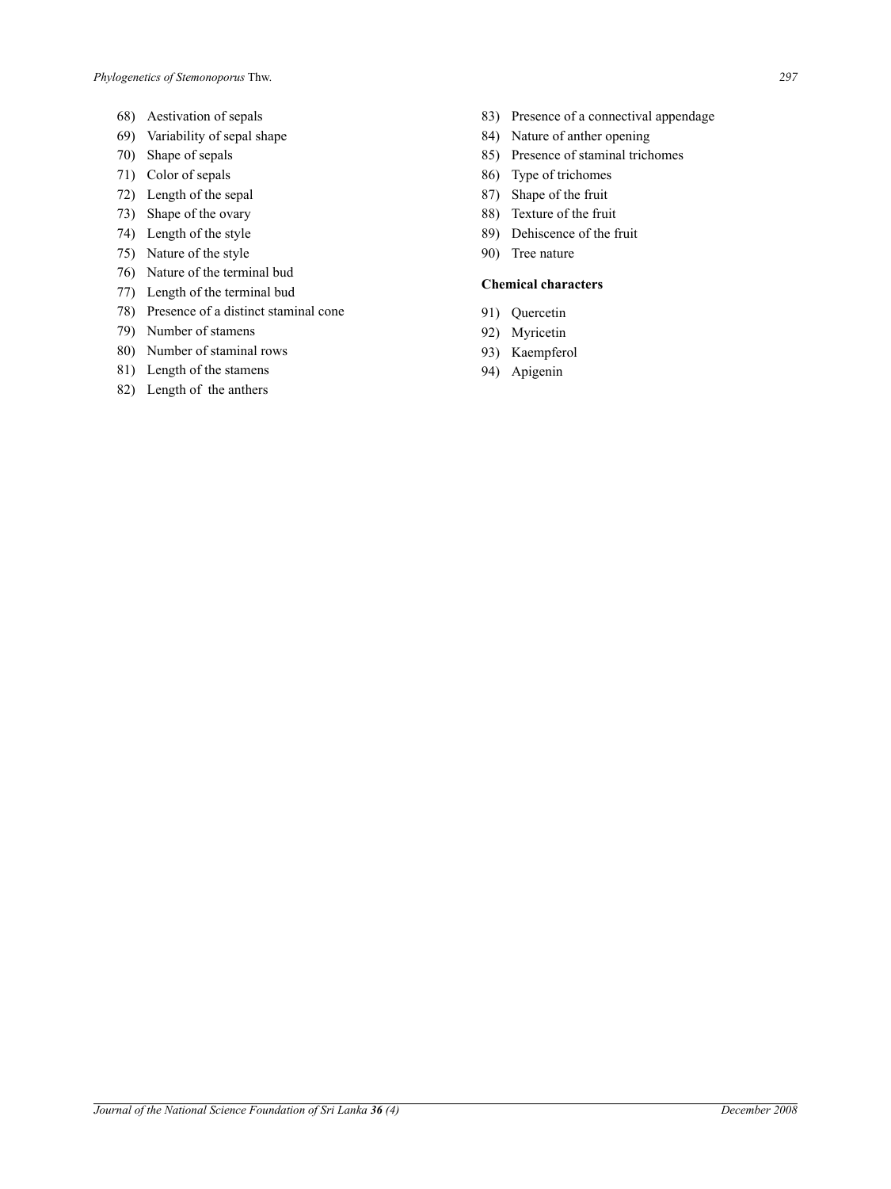68) Aestivation of sepals
69) Variability of sepal shape
70) Shape of sepals
71) Color of sepals
72) Length of the sepal
73) Shape of the ovary
74) Length of the style
75) Nature of the style
76) Nature of the terminal bud
77) Length of the terminal bud
78) Presence of a distinct staminal cone
79) Number of stamens
80) Number of staminal rows
81) Length of the stamens
82) Length of the anthers
83) Presence of a connectival appendage
84) Nature of anther opening
85) Presence of staminal trichomes
86) Type of trichomes
87) Shape of the fruit
88) Texture of the fruit
89) Dehiscence of the fruit
90) Tree nature

**Chemical characters**

91) Quercetin
92) Myricetin
93) Kaempferol
94) Apigenin